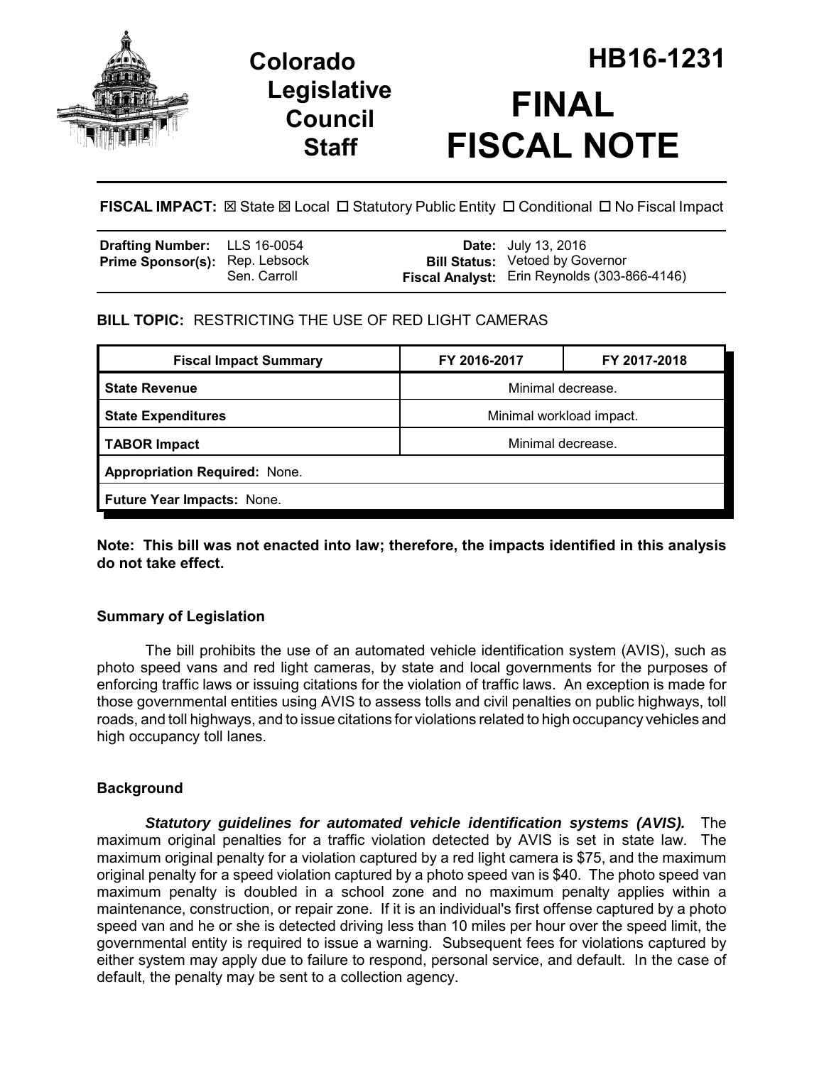# Colorado Legislative Council Staff

# HB16-1231

# FINAL FISCAL NOTE

**FISCAL IMPACT:** ☒ State ☒ Local ☐ Statutory Public Entity ☐ Conditional ☐ No Fiscal Impact

| | | | |
|---|---|---|---|
| **Drafting Number:** | LLS 16-0054 | **Date:** | July 13, 2016 |
| **Prime Sponsor(s):** | Rep. Lebsock<br>Sen. Carroll | **Bill Status:** | Vetoed by Governor |
| | | **Fiscal Analyst:** | Erin Reynolds (303-866-4146) |

**BILL TOPIC:** RESTRICTING THE USE OF RED LIGHT CAMERAS

| Fiscal Impact Summary | FY 2016-2017 | FY 2017-2018 |
|---|---|---|
| **State Revenue** | Minimal decrease. | |
| **State Expenditures** | Minimal workload impact. | |
| **TABOR Impact** | Minimal decrease. | |
| **Appropriation Required:** None. | | |
| **Future Year Impacts:** None. | | |

**Note: This bill was not enacted into law; therefore, the impacts identified in this analysis do not take effect.**

### Summary of Legislation

The bill prohibits the use of an automated vehicle identification system (AVIS), such as photo speed vans and red light cameras, by state and local governments for the purposes of enforcing traffic laws or issuing citations for the violation of traffic laws. An exception is made for those governmental entities using AVIS to assess tolls and civil penalties on public highways, toll roads, and toll highways, and to issue citations for violations related to high occupancy vehicles and high occupancy toll lanes.

### Background

***Statutory guidelines for automated vehicle identification systems (AVIS).*** The maximum original penalties for a traffic violation detected by AVIS is set in state law. The maximum original penalty for a violation captured by a red light camera is $75, and the maximum original penalty for a speed violation captured by a photo speed van is $40. The photo speed van maximum penalty is doubled in a school zone and no maximum penalty applies within a maintenance, construction, or repair zone. If it is an individual's first offense captured by a photo speed van and he or she is detected driving less than 10 miles per hour over the speed limit, the governmental entity is required to issue a warning. Subsequent fees for violations captured by either system may apply due to failure to respond, personal service, and default. In the case of default, the penalty may be sent to a collection agency.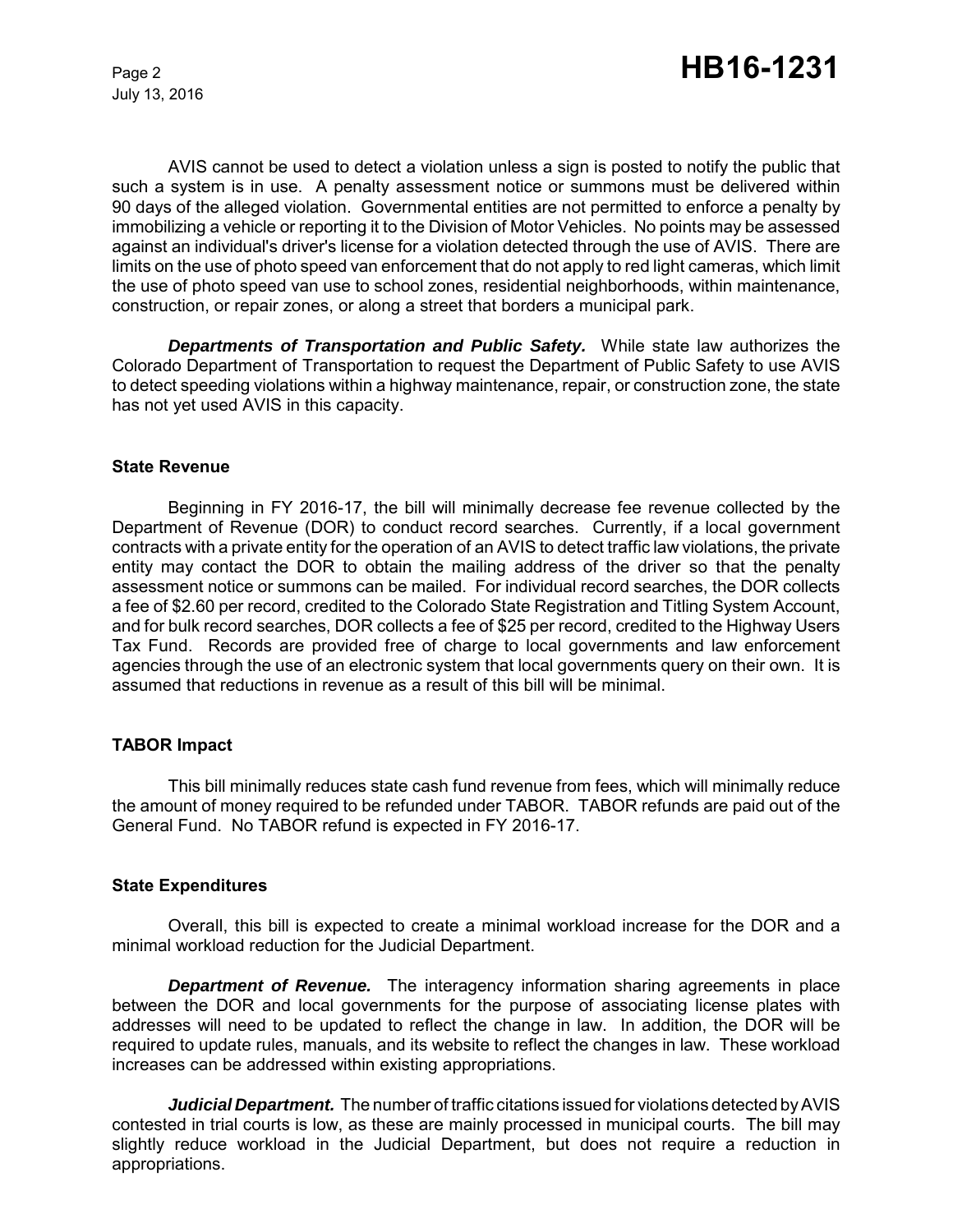AVIS cannot be used to detect a violation unless a sign is posted to notify the public that such a system is in use. A penalty assessment notice or summons must be delivered within 90 days of the alleged violation. Governmental entities are not permitted to enforce a penalty by immobilizing a vehicle or reporting it to the Division of Motor Vehicles. No points may be assessed against an individual's driver's license for a violation detected through the use of AVIS. There are limits on the use of photo speed van enforcement that do not apply to red light cameras, which limit the use of photo speed van use to school zones, residential neighborhoods, within maintenance, construction, or repair zones, or along a street that borders a municipal park.

***Departments of Transportation and Public Safety.*** While state law authorizes the Colorado Department of Transportation to request the Department of Public Safety to use AVIS to detect speeding violations within a highway maintenance, repair, or construction zone, the state has not yet used AVIS in this capacity.

### State Revenue

Beginning in FY 2016-17, the bill will minimally decrease fee revenue collected by the Department of Revenue (DOR) to conduct record searches. Currently, if a local government contracts with a private entity for the operation of an AVIS to detect traffic law violations, the private entity may contact the DOR to obtain the mailing address of the driver so that the penalty assessment notice or summons can be mailed. For individual record searches, the DOR collects a fee of $2.60 per record, credited to the Colorado State Registration and Titling System Account, and for bulk record searches, DOR collects a fee of $25 per record, credited to the Highway Users Tax Fund. Records are provided free of charge to local governments and law enforcement agencies through the use of an electronic system that local governments query on their own. It is assumed that reductions in revenue as a result of this bill will be minimal.

### TABOR Impact

This bill minimally reduces state cash fund revenue from fees, which will minimally reduce the amount of money required to be refunded under TABOR. TABOR refunds are paid out of the General Fund. No TABOR refund is expected in FY 2016-17.

### State Expenditures

Overall, this bill is expected to create a minimal workload increase for the DOR and a minimal workload reduction for the Judicial Department.

***Department of Revenue.*** The interagency information sharing agreements in place between the DOR and local governments for the purpose of associating license plates with addresses will need to be updated to reflect the change in law. In addition, the DOR will be required to update rules, manuals, and its website to reflect the changes in law. These workload increases can be addressed within existing appropriations.

***Judicial Department.*** The number of traffic citations issued for violations detected by AVIS contested in trial courts is low, as these are mainly processed in municipal courts. The bill may slightly reduce workload in the Judicial Department, but does not require a reduction in appropriations.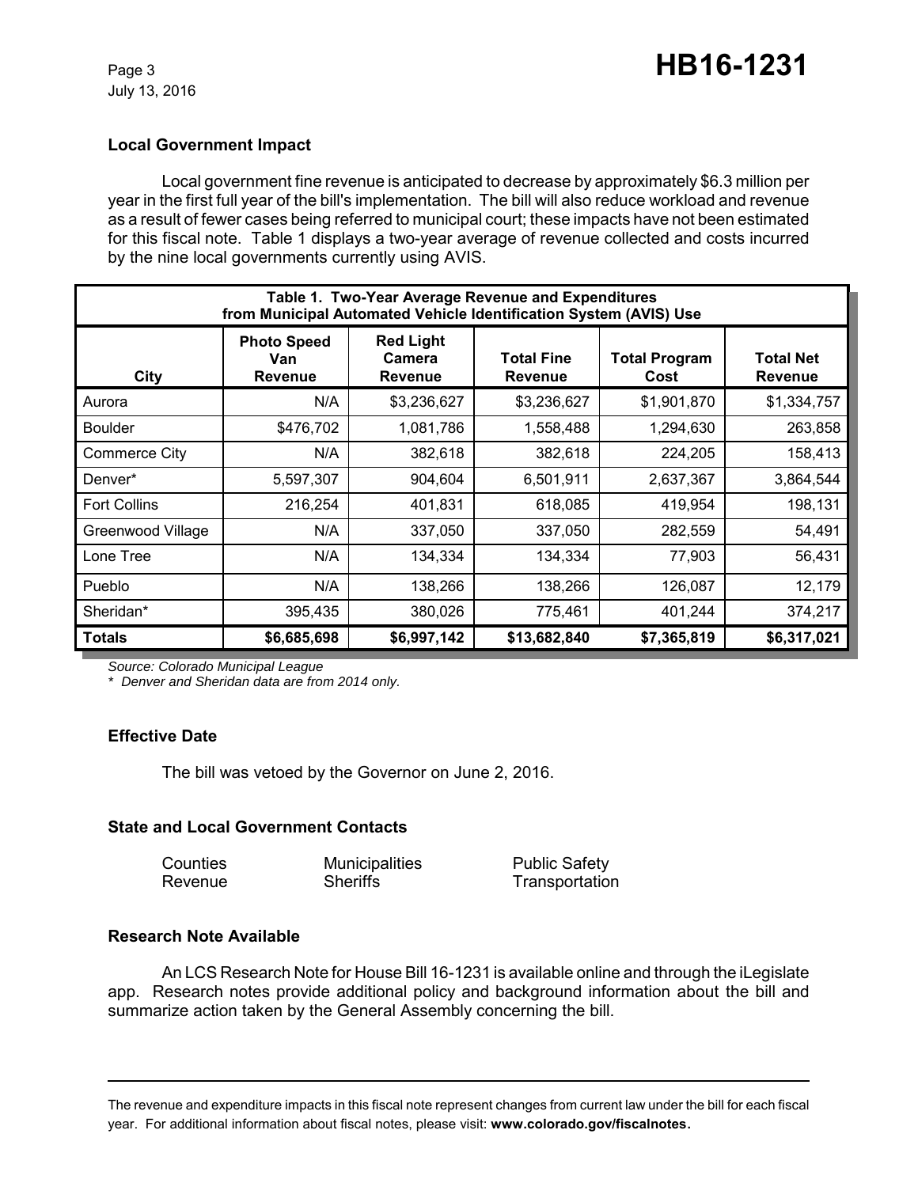## Local Government Impact

Local government fine revenue is anticipated to decrease by approximately $6.3 million per year in the first full year of the bill's implementation. The bill will also reduce workload and revenue as a result of fewer cases being referred to municipal court; these impacts have not been estimated for this fiscal note. Table 1 displays a two-year average of revenue collected and costs incurred by the nine local governments currently using AVIS.

**Table 1. Two-Year Average Revenue and Expenditures from Municipal Automated Vehicle Identification System (AVIS) Use**

| City | Photo Speed Van Revenue | Red Light Camera Revenue | Total Fine Revenue | Total Program Cost | Total Net Revenue |
|---|---|---|---|---|---|
| Aurora | N/A | $3,236,627 | $3,236,627 | $1,901,870 | $1,334,757 |
| Boulder | $476,702 | 1,081,786 | 1,558,488 | 1,294,630 | 263,858 |
| Commerce City | N/A | 382,618 | 382,618 | 224,205 | 158,413 |
| Denver* | 5,597,307 | 904,604 | 6,501,911 | 2,637,367 | 3,864,544 |
| Fort Collins | 216,254 | 401,831 | 618,085 | 419,954 | 198,131 |
| Greenwood Village | N/A | 337,050 | 337,050 | 282,559 | 54,491 |
| Lone Tree | N/A | 134,334 | 134,334 | 77,903 | 56,431 |
| Pueblo | N/A | 138,266 | 138,266 | 126,087 | 12,179 |
| Sheridan* | 395,435 | 380,026 | 775,461 | 401,244 | 374,217 |
| **Totals** | **$6,685,698** | **$6,997,142** | **$13,682,840** | **$7,365,819** | **$6,317,021** |

*Source: Colorado Municipal League*
*\* Denver and Sheridan data are from 2014 only.*

## Effective Date

The bill was vetoed by the Governor on June 2, 2016.

## State and Local Government Contacts

| | | |
|---|---|---|
| Counties | Municipalities | Public Safety |
| Revenue | Sheriffs | Transportation |

## Research Note Available

An LCS Research Note for House Bill 16-1231 is available online and through the iLegislate app. Research notes provide additional policy and background information about the bill and summarize action taken by the General Assembly concerning the bill.

The revenue and expenditure impacts in this fiscal note represent changes from current law under the bill for each fiscal year. For additional information about fiscal notes, please visit: **www.colorado.gov/fiscalnotes.**